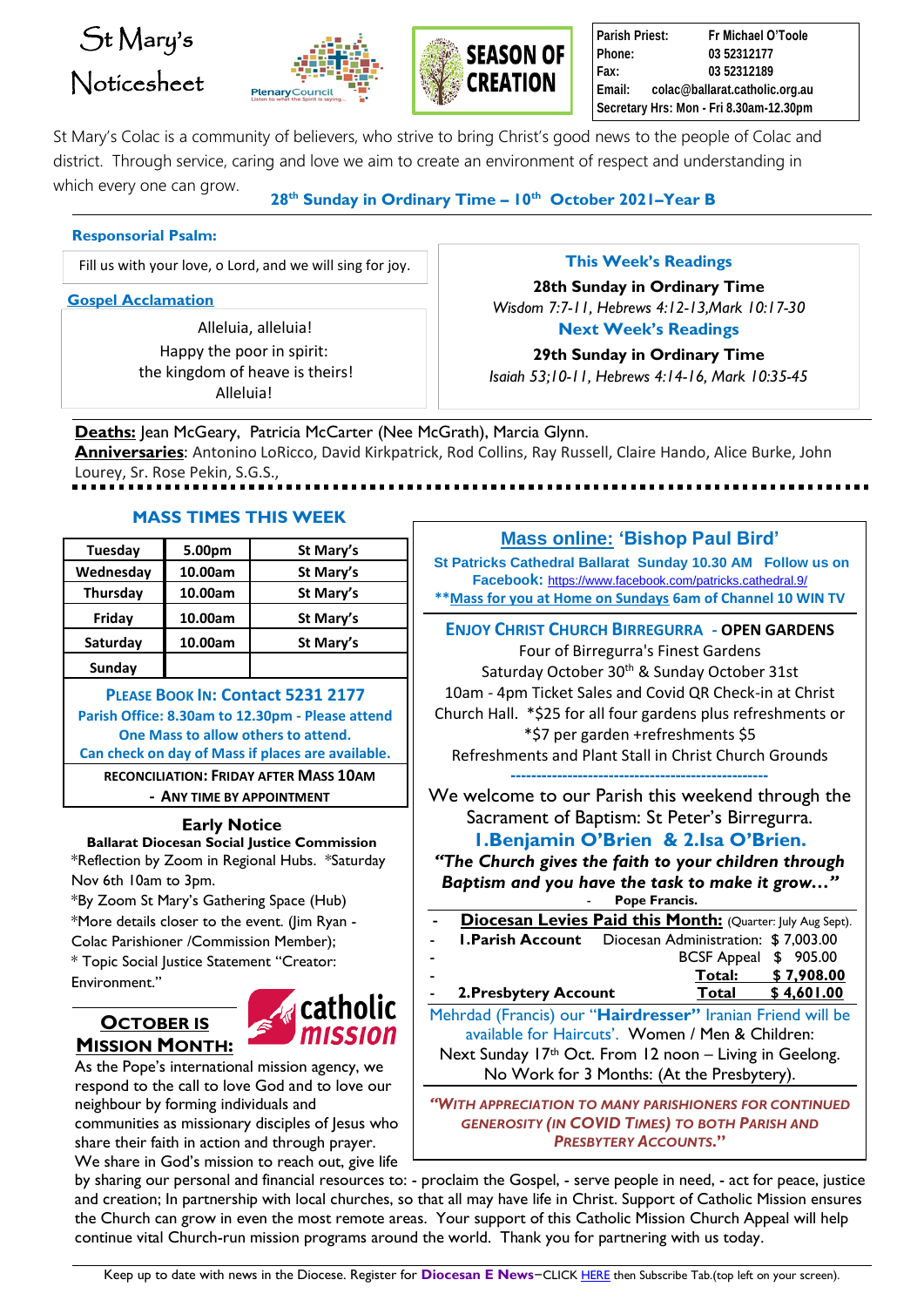# St Mary's Noticesheet

SEASON OF CREATION

| | |
|---|---|
| Parish Priest: | Fr Michael O'Toole |
| Phone: | 03 52312177 |
| Fax: | 03 52312189 |
| Email: | colac@ballarat.catholic.org.au |
| Secretary Hrs: Mon - Fri 8.30am-12.30pm | |

St Mary's Colac is a community of believers, who strive to bring Christ's good news to the people of Colac and district. Through service, caring and love we aim to create an environment of respect and understanding in which every one can grow.

**28th Sunday in Ordinary Time – 10th October 2021–Year B**

**Responsorial Psalm:**

Fill us with your love, o Lord, and we will sing for joy.

**Gospel Acclamation**

Alleluia, alleluia!
Happy the poor in spirit:
the kingdom of heave is theirs!
Alleluia!

**This Week's Readings**

**28th Sunday in Ordinary Time**
*Wisdom 7:7-11, Hebrews 4:12-13,Mark 10:17-30*

**Next Week's Readings**

**29th Sunday in Ordinary Time**
*Isaiah 53;10-11, Hebrews 4:14-16, Mark 10:35-45*

**Deaths:** Jean McGeary, Patricia McCarter (Nee McGrath), Marcia Glynn.
**Anniversaries**: Antonino LoRicco, David Kirkpatrick, Rod Collins, Ray Russell, Claire Hando, Alice Burke, John Lourey, Sr. Rose Pekin, S.G.S.,

## MASS TIMES THIS WEEK

| | | |
|---|---|---|
| Tuesday | 5.00pm | St Mary's |
| Wednesday | 10.00am | St Mary's |
| Thursday | 10.00am | St Mary's |
| Friday | 10.00am | St Mary's |
| Saturday | 10.00am | St Mary's |
| Sunday | | |

**PLEASE BOOK IN: Contact 5231 2177**
**Parish Office: 8.30am to 12.30pm - Please attend One Mass to allow others to attend.**
**Can check on day of Mass if places are available.**

**RECONCILIATION: FRIDAY AFTER MASS 10AM - ANY TIME BY APPOINTMENT**

### Early Notice

**Ballarat Diocesan Social Justice Commission**
*Reflection by Zoom in Regional Hubs. *Saturday Nov 6th 10am to 3pm.
*By Zoom St Mary's Gathering Space (Hub)
*More details closer to the event. (Jim Ryan - Colac Parishioner /Commission Member);
* Topic Social Justice Statement "Creator: Environment."

### OCTOBER IS MISSION MONTH:

catholic mission

As the Pope's international mission agency, we respond to the call to love God and to love our neighbour by forming individuals and communities as missionary disciples of Jesus who share their faith in action and through prayer. We share in God's mission to reach out, give life by sharing our personal and financial resources to: - proclaim the Gospel, - serve people in need, - act for peace, justice and creation; In partnership with local churches, so that all may have life in Christ. Support of Catholic Mission ensures the Church can grow in even the most remote areas. Your support of this Catholic Mission Church Appeal will help continue vital Church-run mission programs around the world. Thank you for partnering with us today.

**Mass online: 'Bishop Paul Bird'**
**St Patricks Cathedral Ballarat Sunday 10.30 AM Follow us on Facebook:** https://www.facebook.com/patricks.cathedral.9/
****Mass for you at Home on Sundays 6am of Channel 10 WIN TV**

**ENJOY CHRIST CHURCH BIRREGURRA - OPEN GARDENS**
Four of Birregurra's Finest Gardens
Saturday October 30th & Sunday October 31st
10am - 4pm Ticket Sales and Covid QR Check-in at Christ Church Hall. *$25 for all four gardens plus refreshments or *$7 per garden +refreshments $5
Refreshments and Plant Stall in Christ Church Grounds

We welcome to our Parish this weekend through the Sacrament of Baptism: St Peter's Birregurra.
**1.Benjamin O'Brien & 2.Isa O'Brien.**
***"The Church gives the faith to your children through Baptism and you have the task to make it grow…"***
- **Pope Francis.**

| | | | |
|---|---|---|---|
| - | **Diocesan Levies Paid this Month:** (Quarter: July Aug Sept). | | |
| - | **1.Parish Account** | Diocesan Administration: | $ 7,003.00 |
| - | | BCSF Appeal | $ 905.00 |
| - | | **Total:** | **$ 7,908.00** |
| - | **2.Presbytery Account** | **Total** | **$ 4,601.00** |

Mehrdad (Francis) our "**Hairdresser**" Iranian Friend will be available for Haircuts'. Women / Men & Children:
Next Sunday 17th Oct. From 12 noon – Living in Geelong.
No Work for 3 Months: (At the Presbytery).

***"WITH APPRECIATION TO MANY PARISHIONERS FOR CONTINUED GENEROSITY (IN COVID TIMES) TO BOTH PARISH AND PRESBYTERY ACCOUNTS."***

Keep up to date with news in the Diocese. Register for **Diocesan E News**–CLICK HERE then Subscribe Tab.(top left on your screen).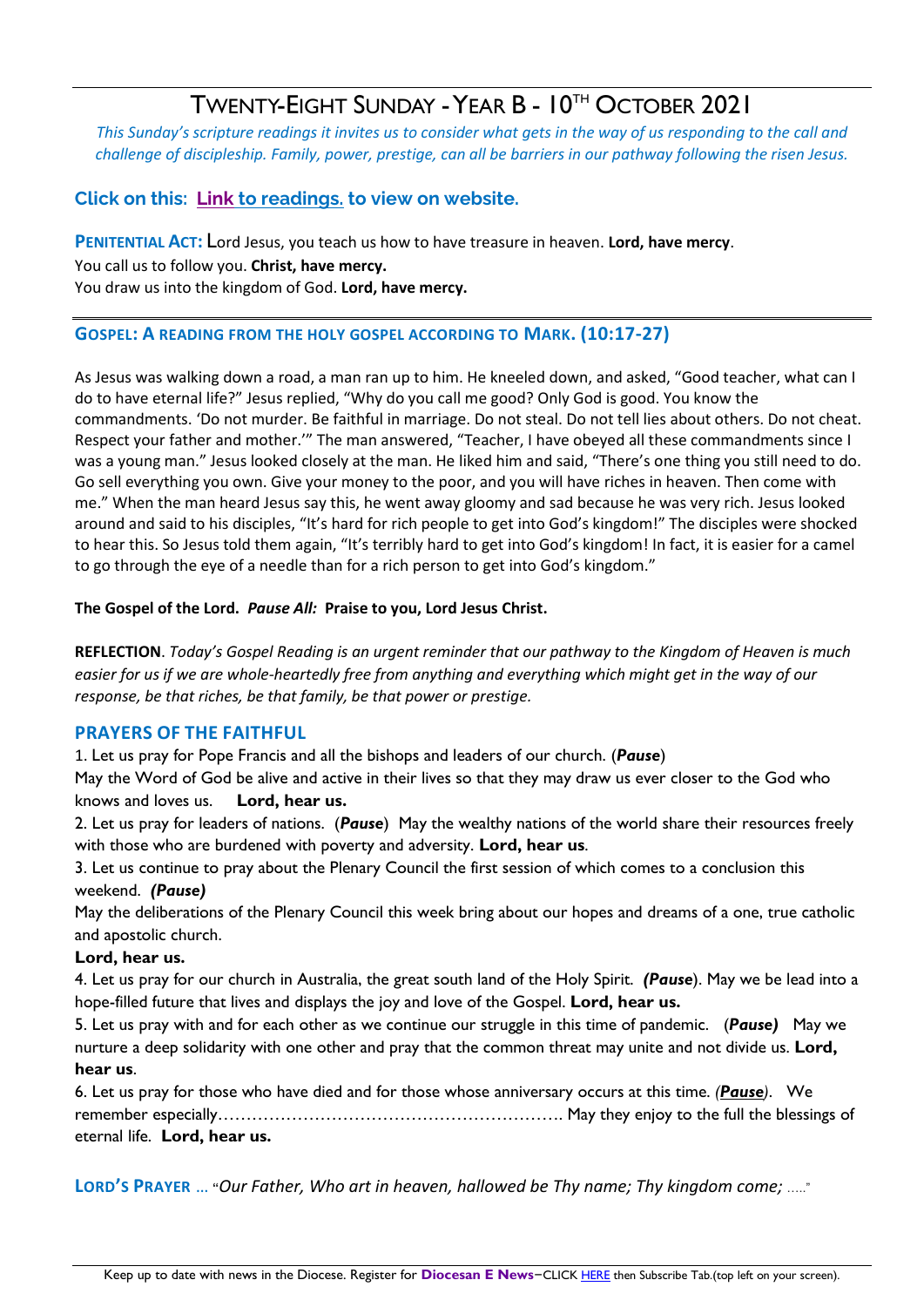# TWENTY-EIGHT SUNDAY - YEAR B - 10TH OCTOBER 2021

*This Sunday's scripture readings it invites us to consider what gets in the way of us responding to the call and challenge of discipleship. Family, power, prestige, can all be barriers in our pathway following the risen Jesus.*

**Click on this: Link to readings. to view on website.**

**PENITENTIAL ACT:** Lord Jesus, you teach us how to have treasure in heaven. **Lord, have mercy**.
You call us to follow you. **Christ, have mercy.**
You draw us into the kingdom of God. **Lord, have mercy.**

## GOSPEL: A READING FROM THE HOLY GOSPEL ACCORDING TO MARK. (10:17-27)

As Jesus was walking down a road, a man ran up to him. He kneeled down, and asked, "Good teacher, what can I do to have eternal life?" Jesus replied, "Why do you call me good? Only God is good. You know the commandments. 'Do not murder. Be faithful in marriage. Do not steal. Do not tell lies about others. Do not cheat. Respect your father and mother.'" The man answered, "Teacher, I have obeyed all these commandments since I was a young man." Jesus looked closely at the man. He liked him and said, "There's one thing you still need to do. Go sell everything you own. Give your money to the poor, and you will have riches in heaven. Then come with me." When the man heard Jesus say this, he went away gloomy and sad because he was very rich. Jesus looked around and said to his disciples, "It's hard for rich people to get into God's kingdom!" The disciples were shocked to hear this. So Jesus told them again, "It's terribly hard to get into God's kingdom! In fact, it is easier for a camel to go through the eye of a needle than for a rich person to get into God's kingdom."

**The Gospel of the Lord.** ***Pause All:*** **Praise to you, Lord Jesus Christ.**

**REFLECTION**. *Today's Gospel Reading is an urgent reminder that our pathway to the Kingdom of Heaven is much easier for us if we are whole-heartedly free from anything and everything which might get in the way of our response, be that riches, be that family, be that power or prestige.*

## PRAYERS OF THE FAITHFUL

1. Let us pray for Pope Francis and all the bishops and leaders of our church. (***Pause***)
May the Word of God be alive and active in their lives so that they may draw us ever closer to the God who knows and loves us. **Lord, hear us.**
2. Let us pray for leaders of nations. (***Pause***) May the wealthy nations of the world share their resources freely with those who are burdened with poverty and adversity. **Lord, hear us**.
3. Let us continue to pray about the Plenary Council the first session of which comes to a conclusion this weekend. ***(Pause)***
May the deliberations of the Plenary Council this week bring about our hopes and dreams of a one, true catholic and apostolic church.
**Lord, hear us.**
4. Let us pray for our church in Australia, the great south land of the Holy Spirit. (***Pause***). May we be lead into a hope-filled future that lives and displays the joy and love of the Gospel. **Lord, hear us.**
5. Let us pray with and for each other as we continue our struggle in this time of pandemic. (***Pause)*** May we nurture a deep solidarity with one other and pray that the common threat may unite and not divide us. **Lord, hear us**.
6. Let us pray for those who have died and for those whose anniversary occurs at this time. *(**Pause**)*. We remember especially……………………………………………………. May they enjoy to the full the blessings of eternal life. **Lord, hear us.**

**LORD'S PRAYER** … "*Our Father, Who art in heaven, hallowed be Thy name; Thy kingdom come;* ….."

Keep up to date with news in the Diocese. Register for **Diocesan E News**–CLICK HERE then Subscribe Tab.(top left on your screen).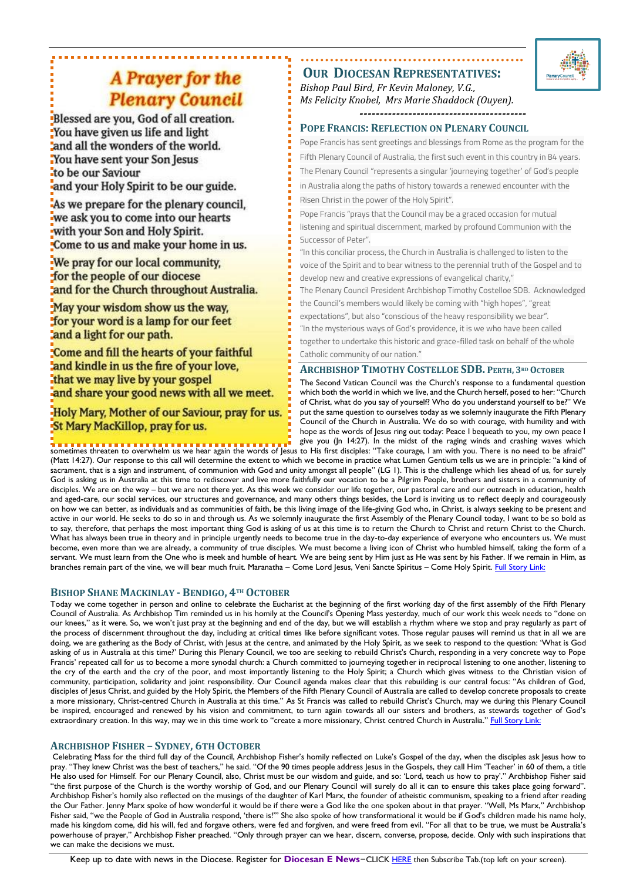# A Prayer for the Plenary Council

Blessed are you, God of all creation.
You have given us life and light
and all the wonders of the world.
You have sent your Son Jesus
to be our Saviour
and your Holy Spirit to be our guide.

As we prepare for the plenary council,
we ask you to come into our hearts
with your Son and Holy Spirit.
Come to us and make your home in us.

We pray for our local community,
for the people of our diocese
and for the Church throughout Australia.

May your wisdom show us the way,
for your word is a lamp for our feet
and a light for our path.

Come and fill the hearts of your faithful
and kindle in us the fire of your love,
that we may live by your gospel
and share your good news with all we meet.

Holy Mary, Mother of our Saviour, pray for us.
St Mary MacKillop, pray for us.

## Our Diocesan Representatives:

*Bishop Paul Bird, Fr Kevin Maloney, V.G., Ms Felicity Knobel, Mrs Marie Shaddock (Ouyen).*

## Pope Francis: Reflection on Plenary Council

Pope Francis has sent greetings and blessings from Rome as the program for the Fifth Plenary Council of Australia, the first such event in this country in 84 years. The Plenary Council "represents a singular 'journeying together' of God's people in Australia along the paths of history towards a renewed encounter with the Risen Christ in the power of the Holy Spirit".

Pope Francis "prays that the Council may be a graced occasion for mutual listening and spiritual discernment, marked by profound Communion with the Successor of Peter".

"In this conciliar process, the Church in Australia is challenged to listen to the voice of the Spirit and to bear witness to the perennial truth of the Gospel and to develop new and creative expressions of evangelical charity,"

The Plenary Council President Archbishop Timothy Costelloe SDB. Acknowledged the Council's members would likely be coming with "high hopes", "great expectations", but also "conscious of the heavy responsibility we bear".

"In the mysterious ways of God's providence, it is we who have been called together to undertake this historic and grace-filled task on behalf of the whole Catholic community of our nation."

## Archbishop Timothy Costelloe SDB. Perth, 3rd October

The Second Vatican Council was the Church's response to a fundamental question which both the world in which we live, and the Church herself, posed to her: "Church of Christ, what do you say of yourself? Who do you understand yourself to be?" We put the same question to ourselves today as we solemnly inaugurate the Fifth Plenary Council of the Church in Australia. We do so with courage, with humility and with hope as the words of Jesus ring out today: Peace I bequeath to you, my own peace I give you (Jn 14:27). In the midst of the raging winds and crashing waves which sometimes threaten to overwhelm us we hear again the words of Jesus to His first disciples: "Take courage, I am with you. There is no need to be afraid" (Matt 14:27). Our response to this call will determine the extent to which we become in practice what Lumen Gentium tells us we are in principle: "a kind of sacrament, that is a sign and instrument, of communion with God and unity amongst all people" (LG 1). This is the challenge which lies ahead of us, for surely God is asking us in Australia at this time to rediscover and live more faithfully our vocation to be a Pilgrim People, brothers and sisters in a community of disciples. We are on the way – but we are not there yet. As this week we consider our life together, our pastoral care and our outreach in education, health and aged-care, our social services, our structures and governance, and many others things besides, the Lord is inviting us to reflect deeply and courageously on how we can better, as individuals and as communities of faith, be this living image of the life-giving God who, in Christ, is always seeking to be present and active in our world. He seeks to do so in and through us. As we solemnly inaugurate the first Assembly of the Plenary Council today, I want to be so bold as to say, therefore, that perhaps the most important thing God is asking of us at this time is to return the Church to Christ and return Christ to the Church. What has always been true in theory and in principle urgently needs to become true in the day-to-day experience of everyone who encounters us. We must become, even more than we are already, a community of true disciples. We must become a living icon of Christ who humbled himself, taking the form of a servant. We must learn from the One who is meek and humble of heart. We are being sent by Him just as He was sent by his Father. If we remain in Him, as branches remain part of the vine, we will bear much fruit. Maranatha – Come Lord Jesus, Veni Sancte Spiritus – Come Holy Spirit. Full Story Link:

## Bishop Shane Mackinlay - Bendigo, 4th October

Today we come together in person and online to celebrate the Eucharist at the beginning of the first working day of the first assembly of the Fifth Plenary Council of Australia. As Archbishop Tim reminded us in his homily at the Council's Opening Mass yesterday, much of our work this week needs to "done on our knees," as it were. So, we won't just pray at the beginning and end of the day, but we will establish a rhythm where we stop and pray regularly as part of the process of discernment throughout the day, including at critical times like before significant votes. Those regular pauses will remind us that in all we are doing, we are gathering as the Body of Christ, with Jesus at the centre, and animated by the Holy Spirit, as we seek to respond to the question: 'What is God asking of us in Australia at this time?' During this Plenary Council, we too are seeking to rebuild Christ's Church, responding in a very concrete way to Pope Francis' repeated call for us to become a more synodal church: a Church committed to journeying together in reciprocal listening to one another, listening to the cry of the earth and the cry of the poor, and most importantly listening to the Holy Spirit; a Church which gives witness to the Christian vision of community, participation, solidarity and joint responsibility. Our Council agenda makes clear that this rebuilding is our central focus: "As children of God, disciples of Jesus Christ, and guided by the Holy Spirit, the Members of the Fifth Plenary Council of Australia are called to develop concrete proposals to create a more missionary, Christ-centred Church in Australia at this time." As St Francis was called to rebuild Christ's Church, may we during this Plenary Council be inspired, encouraged and renewed by his vision and commitment, to turn again towards all our sisters and brothers, as stewards together of God's extraordinary creation. In this way, may we in this time work to "create a more missionary, Christ centred Church in Australia." Full Story Link:

## Archbishop Fisher – Sydney, 6th October

Celebrating Mass for the third full day of the Council, Archbishop Fisher's homily reflected on Luke's Gospel of the day, when the disciples ask Jesus how to pray. "They knew Christ was the best of teachers," he said. "Of the 90 times people address Jesus in the Gospels, they call Him 'Teacher' in 60 of them, a title He also used for Himself. For our Plenary Council, also, Christ must be our wisdom and guide, and so: 'Lord, teach us how to pray'." Archbishop Fisher said "the first purpose of the Church is the worthy worship of God, and our Plenary Council will surely do all it can to ensure this takes place going forward". Archbishop Fisher's homily also reflected on the musings of the daughter of Karl Marx, the founder of atheistic communism, speaking to a friend after reading the Our Father. Jenny Marx spoke of how wonderful it would be if there were a God like the one spoken about in that prayer. "Well, Ms Marx," Archbishop Fisher said, "we the People of God in Australia respond, 'there is!'" She also spoke of how transformational it would be if God's children made his name holy, made his kingdom come, did his will, fed and forgave others, were fed and forgiven, and were freed from evil. "For all that to be true, we must be Australia's powerhouse of prayer," Archbishop Fisher preached. "Only through prayer can we hear, discern, converse, propose, decide. Only with such inspirations that we can make the decisions we must.

Keep up to date with news in the Diocese. Register for **Diocesan E News**–CLICK HERE then Subscribe Tab.(top left on your screen).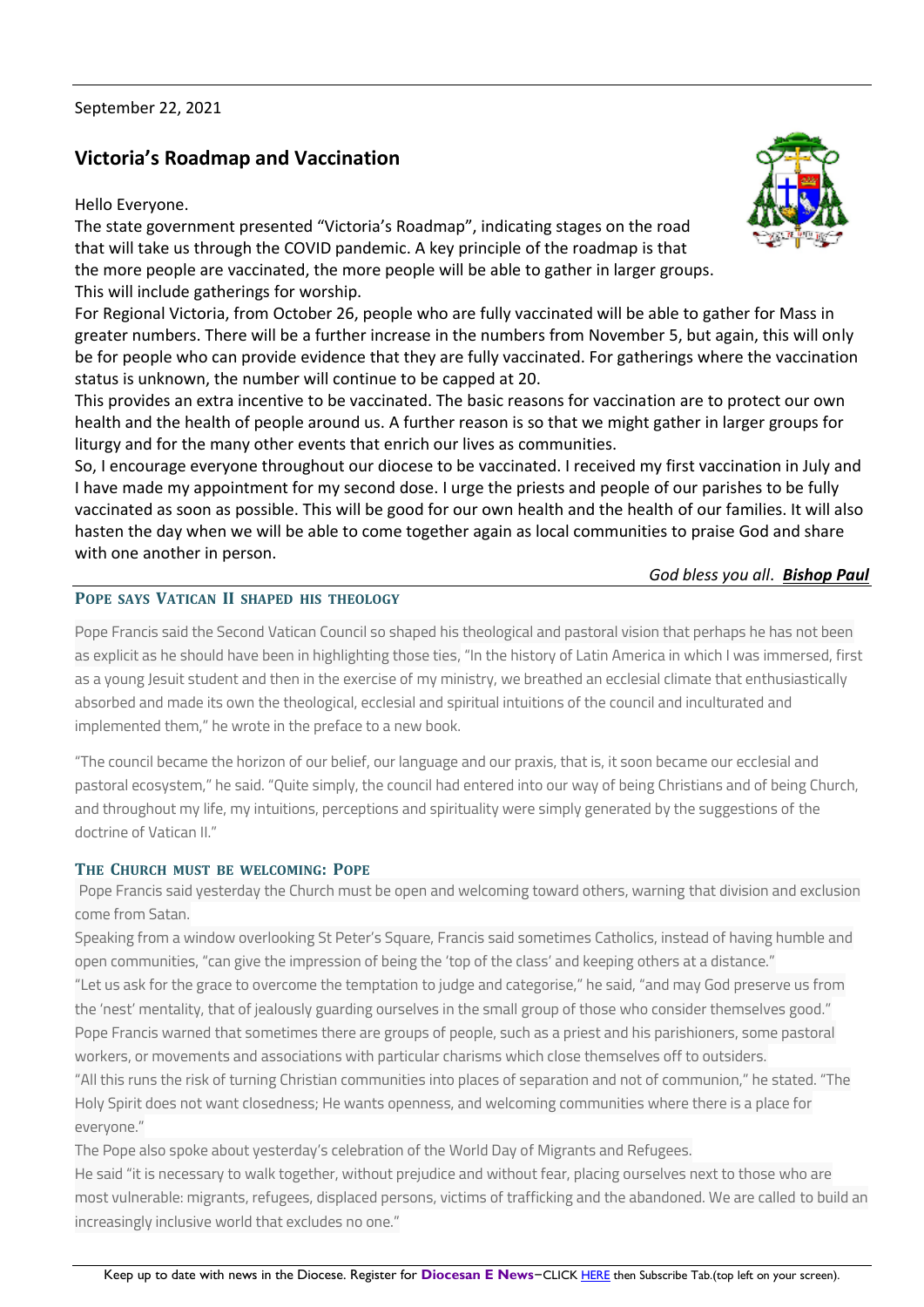September 22, 2021

## Victoria's Roadmap and Vaccination

Hello Everyone.

The state government presented "Victoria's Roadmap", indicating stages on the road that will take us through the COVID pandemic. A key principle of the roadmap is that the more people are vaccinated, the more people will be able to gather in larger groups. This will include gatherings for worship.

For Regional Victoria, from October 26, people who are fully vaccinated will be able to gather for Mass in greater numbers. There will be a further increase in the numbers from November 5, but again, this will only be for people who can provide evidence that they are fully vaccinated. For gatherings where the vaccination status is unknown, the number will continue to be capped at 20.

This provides an extra incentive to be vaccinated. The basic reasons for vaccination are to protect our own health and the health of people around us. A further reason is so that we might gather in larger groups for liturgy and for the many other events that enrich our lives as communities.

So, I encourage everyone throughout our diocese to be vaccinated. I received my first vaccination in July and I have made my appointment for my second dose. I urge the priests and people of our parishes to be fully vaccinated as soon as possible. This will be good for our own health and the health of our families. It will also hasten the day when we will be able to come together again as local communities to praise God and share with one another in person.

*God bless you all.* ***Bishop Paul***

### Pope says Vatican II shaped his theology

Pope Francis said the Second Vatican Council so shaped his theological and pastoral vision that perhaps he has not been as explicit as he should have been in highlighting those ties, "In the history of Latin America in which I was immersed, first as a young Jesuit student and then in the exercise of my ministry, we breathed an ecclesial climate that enthusiastically absorbed and made its own the theological, ecclesial and spiritual intuitions of the council and inculturated and implemented them," he wrote in the preface to a new book.

"The council became the horizon of our belief, our language and our praxis, that is, it soon became our ecclesial and pastoral ecosystem," he said. "Quite simply, the council had entered into our way of being Christians and of being Church, and throughout my life, my intuitions, perceptions and spirituality were simply generated by the suggestions of the doctrine of Vatican II."

### The Church must be welcoming: Pope

Pope Francis said yesterday the Church must be open and welcoming toward others, warning that division and exclusion come from Satan.

Speaking from a window overlooking St Peter's Square, Francis said sometimes Catholics, instead of having humble and open communities, "can give the impression of being the 'top of the class' and keeping others at a distance."

"Let us ask for the grace to overcome the temptation to judge and categorise," he said, "and may God preserve us from the 'nest' mentality, that of jealously guarding ourselves in the small group of those who consider themselves good."

Pope Francis warned that sometimes there are groups of people, such as a priest and his parishioners, some pastoral workers, or movements and associations with particular charisms which close themselves off to outsiders.

"All this runs the risk of turning Christian communities into places of separation and not of communion," he stated. "The Holy Spirit does not want closedness; He wants openness, and welcoming communities where there is a place for everyone."

The Pope also spoke about yesterday's celebration of the World Day of Migrants and Refugees.

He said "it is necessary to walk together, without prejudice and without fear, placing ourselves next to those who are most vulnerable: migrants, refugees, displaced persons, victims of trafficking and the abandoned. We are called to build an increasingly inclusive world that excludes no one."

Keep up to date with news in the Diocese. Register for **Diocesan E News**–CLICK HERE then Subscribe Tab.(top left on your screen).